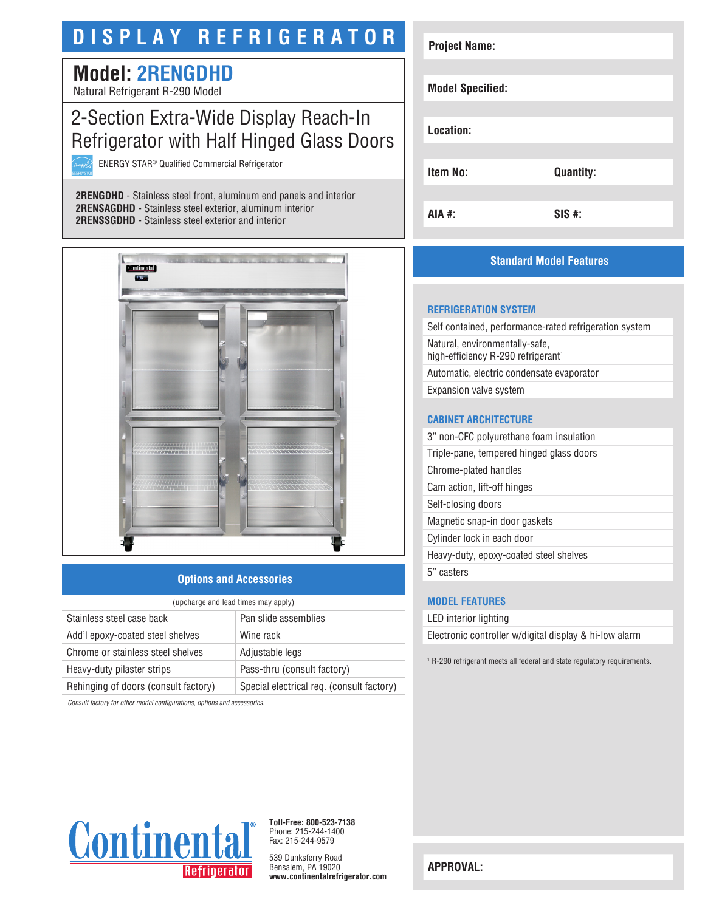# DISPLAY REFRIGERATOR

## Model: 2RENGDHD

Natural Refrigerant R-290 Model

## 2-Section Extra-Wide Display Reach-In Refrigerator with Half Hinged Glass Doors

ENERGY STAR® Qualified Commercial Refrigerator

**2RENGDHD** - Stainless steel front, aluminum end panels and interior
**2RENSAGDHD** - Stainless steel exterior, aluminum interior
**2RENSSGDHD** - Stainless steel exterior and interior

| | |
|---|---|
| **Project Name:** | |
| **Model Specified:** | |
| **Location:** | |
| **Item No:** | **Quantity:** |
| **AIA #:** | **SIS #:** |

## Options and Accessories

(upcharge and lead times may apply)

| | |
|---|---|
| Stainless steel case back | Pan slide assemblies |
| Add'l epoxy-coated steel shelves | Wine rack |
| Chrome or stainless steel shelves | Adjustable legs |
| Heavy-duty pilaster strips | Pass-thru (consult factory) |
| Rehinging of doors (consult factory) | Special electrical req. (consult factory) |

*Consult factory for other model configurations, options and accessories.*

## Standard Model Features

### REFRIGERATION SYSTEM

- Self contained, performance-rated refrigeration system
- Natural, environmentally-safe, high-efficiency R-290 refrigerant[1]
- Automatic, electric condensate evaporator
- Expansion valve system

### CABINET ARCHITECTURE

- 3" non-CFC polyurethane foam insulation
- Triple-pane, tempered hinged glass doors
- Chrome-plated handles
- Cam action, lift-off hinges
- Self-closing doors
- Magnetic snap-in door gaskets
- Cylinder lock in each door
- Heavy-duty, epoxy-coated steel shelves
- 5" casters

### MODEL FEATURES

- LED interior lighting
- Electronic controller w/digital display & hi-low alarm

[1] R-290 refrigerant meets all federal and state regulatory requirements.

Continental® Refrigerator

**Toll-Free: 800-523-7138**
Phone: 215-244-1400
Fax: 215-244-9579

539 Dunksferry Road
Bensalem, PA 19020
**www.continentalrefrigerator.com**

**APPROVAL:**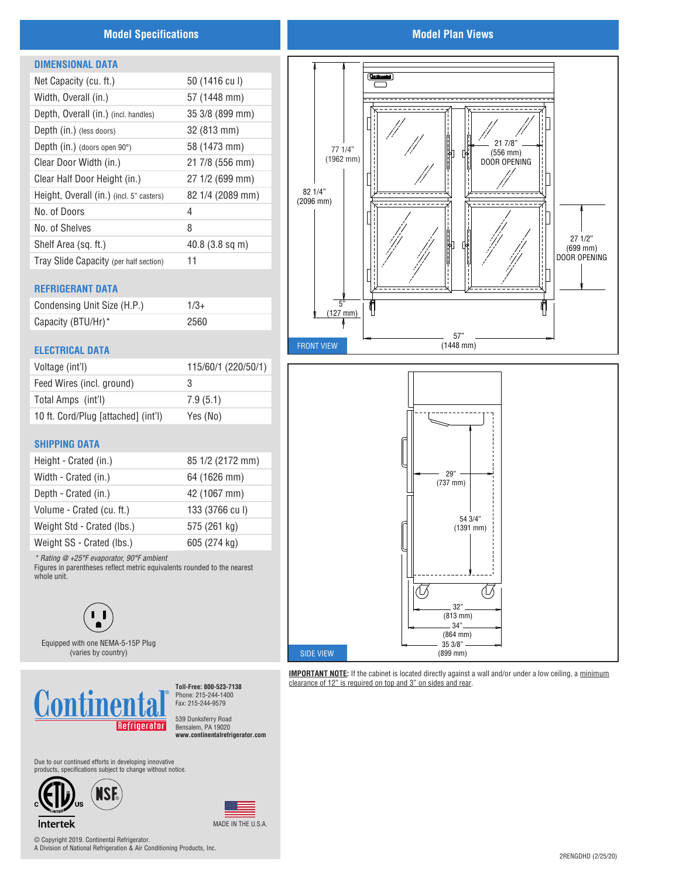## Model Specifications

### DIMENSIONAL DATA

| | |
|---|---|
| Net Capacity (cu. ft.) | 50 (1416 cu l) |
| Width, Overall (in.) | 57 (1448 mm) |
| Depth, Overall (in.) (incl. handles) | 35 3/8 (899 mm) |
| Depth (in.) (less doors) | 32 (813 mm) |
| Depth (in.) (doors open 90°) | 58 (1473 mm) |
| Clear Door Width (in.) | 21 7/8 (556 mm) |
| Clear Half Door Height (in.) | 27 1/2 (699 mm) |
| Height, Overall (in.) (incl. 5" casters) | 82 1/4 (2089 mm) |
| No. of Doors | 4 |
| No. of Shelves | 8 |
| Shelf Area (sq. ft.) | 40.8 (3.8 sq m) |
| Tray Slide Capacity (per half section) | 11 |

### REFRIGERANT DATA

| | |
|---|---|
| Condensing Unit Size (H.P.) | 1/3+ |
| Capacity (BTU/Hr)* | 2560 |

### ELECTRICAL DATA

| | |
|---|---|
| Voltage (int'l) | 115/60/1 (220/50/1) |
| Feed Wires (incl. ground) | 3 |
| Total Amps (int'l) | 7.9 (5.1) |
| 10 ft. Cord/Plug [attached] (int'l) | Yes (No) |

### SHIPPING DATA

| | |
|---|---|
| Height - Crated (in.) | 85 1/2 (2172 mm) |
| Width - Crated (in.) | 64 (1626 mm) |
| Depth - Crated (in.) | 42 (1067 mm) |
| Volume - Crated (cu. ft.) | 133 (3766 cu l) |
| Weight Std - Crated (lbs.) | 575 (261 kg) |
| Weight SS - Crated (lbs.) | 605 (274 kg) |

*\* Rating @ +25°F evaporator, 90°F ambient*

Figures in parentheses reflect metric equivalents rounded to the nearest whole unit.

Equipped with one NEMA-5-15P Plug (varies by country)

**Toll-Free: 800-523-7138**
Phone: 215-244-1400
Fax: 215-244-9579

539 Dunksferry Road
Bensalem, PA 19020
**www.continentalrefrigerator.com**

Due to our continued efforts in developing innovative products, specifications subject to change without notice.

MADE IN THE U.S.A.

© Copyright 2019. Continental Refrigerator.
A Division of National Refrigeration & Air Conditioning Products, Inc.

## Model Plan Views

FRONT VIEW

77 1/4" (1962 mm)
82 1/4" (2096 mm)
21 7/8" (556 mm) DOOR OPENING
27 1/2" (699 mm) DOOR OPENING
5" (127 mm)
57" (1448 mm)

SIDE VIEW

29" (737 mm)
54 3/4" (1391 mm)
32" (813 mm)
34" (864 mm)
35 3/8" (899 mm)

**IMPORTANT NOTE:** If the cabinet is located directly against a wall and/or under a low ceiling, a minimum clearance of 12" is required on top and 3" on sides and rear.

2RENGDHD (2/25/20)